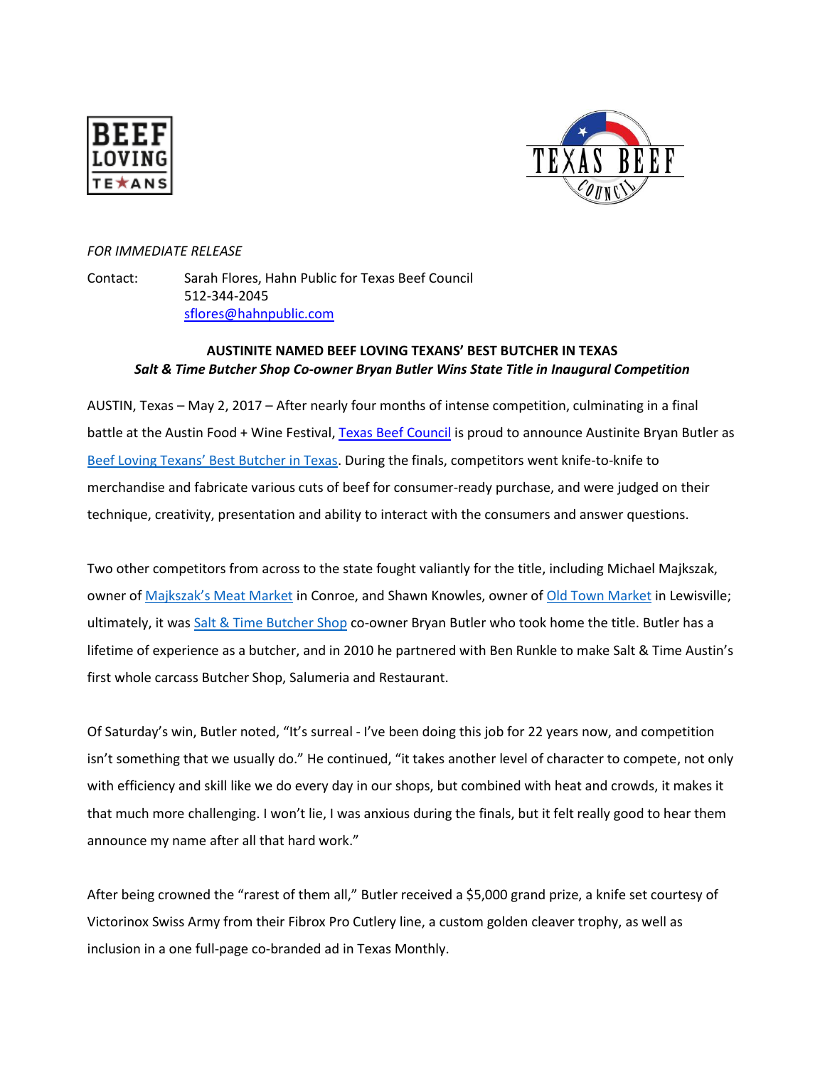BEEF LOVING TEXANS

TEXAS BEEF COUNCIL

*FOR IMMEDIATE RELEASE*

Contact: Sarah Flores, Hahn Public for Texas Beef Council
512-344-2045
sflores@hahnpublic.com

**AUSTINITE NAMED BEEF LOVING TEXANS' BEST BUTCHER IN TEXAS**
***Salt & Time Butcher Shop Co-owner Bryan Butler Wins State Title in Inaugural Competition***

AUSTIN, Texas – May 2, 2017 – After nearly four months of intense competition, culminating in a final battle at the Austin Food + Wine Festival, Texas Beef Council is proud to announce Austinite Bryan Butler as Beef Loving Texans' Best Butcher in Texas. During the finals, competitors went knife-to-knife to merchandise and fabricate various cuts of beef for consumer-ready purchase, and were judged on their technique, creativity, presentation and ability to interact with the consumers and answer questions.

Two other competitors from across to the state fought valiantly for the title, including Michael Majkszak, owner of Majkszak's Meat Market in Conroe, and Shawn Knowles, owner of Old Town Market in Lewisville; ultimately, it was Salt & Time Butcher Shop co-owner Bryan Butler who took home the title. Butler has a lifetime of experience as a butcher, and in 2010 he partnered with Ben Runkle to make Salt & Time Austin's first whole carcass Butcher Shop, Salumeria and Restaurant.

Of Saturday's win, Butler noted, "It's surreal - I've been doing this job for 22 years now, and competition isn't something that we usually do." He continued, "it takes another level of character to compete, not only with efficiency and skill like we do every day in our shops, but combined with heat and crowds, it makes it that much more challenging. I won't lie, I was anxious during the finals, but it felt really good to hear them announce my name after all that hard work."

After being crowned the "rarest of them all," Butler received a $5,000 grand prize, a knife set courtesy of Victorinox Swiss Army from their Fibrox Pro Cutlery line, a custom golden cleaver trophy, as well as inclusion in a one full-page co-branded ad in Texas Monthly.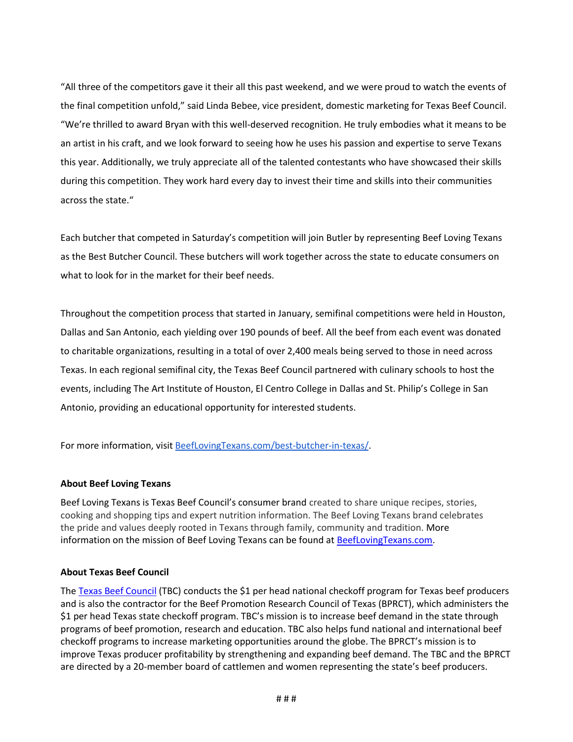"All three of the competitors gave it their all this past weekend, and we were proud to watch the events of the final competition unfold," said Linda Bebee, vice president, domestic marketing for Texas Beef Council. "We're thrilled to award Bryan with this well-deserved recognition. He truly embodies what it means to be an artist in his craft, and we look forward to seeing how he uses his passion and expertise to serve Texans this year. Additionally, we truly appreciate all of the talented contestants who have showcased their skills during this competition. They work hard every day to invest their time and skills into their communities across the state."

Each butcher that competed in Saturday's competition will join Butler by representing Beef Loving Texans as the Best Butcher Council. These butchers will work together across the state to educate consumers on what to look for in the market for their beef needs.

Throughout the competition process that started in January, semifinal competitions were held in Houston, Dallas and San Antonio, each yielding over 190 pounds of beef. All the beef from each event was donated to charitable organizations, resulting in a total of over 2,400 meals being served to those in need across Texas. In each regional semifinal city, the Texas Beef Council partnered with culinary schools to host the events, including The Art Institute of Houston, El Centro College in Dallas and St. Philip's College in San Antonio, providing an educational opportunity for interested students.

For more information, visit [BeefLovingTexans.com/best-butcher-in-texas/](BeefLovingTexans.com/best-butcher-in-texas/).

**About Beef Loving Texans**

Beef Loving Texans is Texas Beef Council's consumer brand created to share unique recipes, stories, cooking and shopping tips and expert nutrition information. The Beef Loving Texans brand celebrates the pride and values deeply rooted in Texans through family, community and tradition. More information on the mission of Beef Loving Texans can be found at [BeefLovingTexans.com](BeefLovingTexans.com).

**About Texas Beef Council**

The [Texas Beef Council](Texas Beef Council) (TBC) conducts the $1 per head national checkoff program for Texas beef producers and is also the contractor for the Beef Promotion Research Council of Texas (BPRCT), which administers the $1 per head Texas state checkoff program. TBC's mission is to increase beef demand in the state through programs of beef promotion, research and education. TBC also helps fund national and international beef checkoff programs to increase marketing opportunities around the globe. The BPRCT's mission is to improve Texas producer profitability by strengthening and expanding beef demand. The TBC and the BPRCT are directed by a 20-member board of cattlemen and women representing the state's beef producers.

# # #